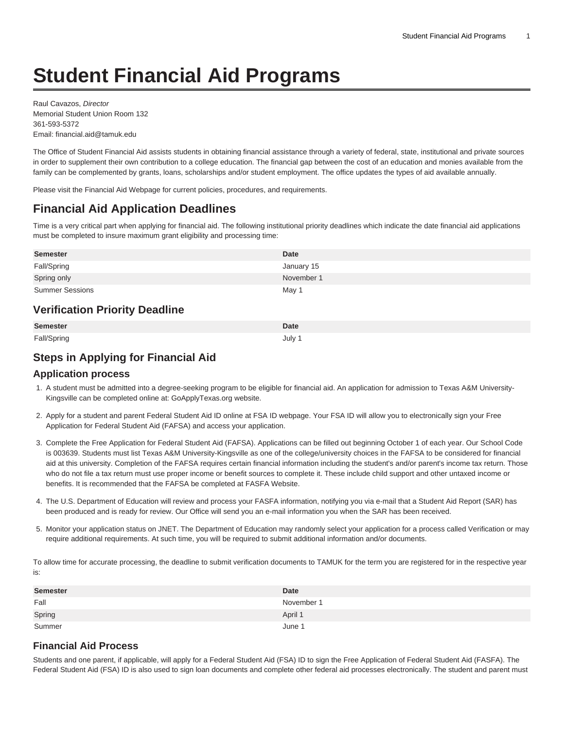# Student Financial Aid Programs

Raul Cavazos, *Director*
Memorial Student Union Room 132
361-593-5372
Email: financial.aid@tamuk.edu

The Office of Student Financial Aid assists students in obtaining financial assistance through a variety of federal, state, institutional and private sources in order to supplement their own contribution to a college education. The financial gap between the cost of an education and monies available from the family can be complemented by grants, loans, scholarships and/or student employment. The office updates the types of aid available annually.

Please visit the Financial Aid Webpage for current policies, procedures, and requirements.

## Financial Aid Application Deadlines

Time is a very critical part when applying for financial aid. The following institutional priority deadlines which indicate the date financial aid applications must be completed to insure maximum grant eligibility and processing time:

| Semester | Date |
|---|---|
| Fall/Spring | January 15 |
| Spring only | November 1 |
| Summer Sessions | May 1 |

### Verification Priority Deadline

| Semester | Date |
|---|---|
| Fall/Spring | July 1 |

## Steps in Applying for Financial Aid

### Application process

1. A student must be admitted into a degree-seeking program to be eligible for financial aid. An application for admission to Texas A&M University-Kingsville can be completed online at: GoApplyTexas.org website.
2. Apply for a student and parent Federal Student Aid ID online at FSA ID webpage. Your FSA ID will allow you to electronically sign your Free Application for Federal Student Aid (FAFSA) and access your application.
3. Complete the Free Application for Federal Student Aid (FAFSA). Applications can be filled out beginning October 1 of each year. Our School Code is 003639. Students must list Texas A&M University-Kingsville as one of the college/university choices in the FAFSA to be considered for financial aid at this university. Completion of the FAFSA requires certain financial information including the student's and/or parent's income tax return. Those who do not file a tax return must use proper income or benefit sources to complete it. These include child support and other untaxed income or benefits. It is recommended that the FAFSA be completed at FASFA Website.
4. The U.S. Department of Education will review and process your FASFA information, notifying you via e-mail that a Student Aid Report (SAR) has been produced and is ready for review. Our Office will send you an e-mail information you when the SAR has been received.
5. Monitor your application status on JNET. The Department of Education may randomly select your application for a process called Verification or may require additional requirements. At such time, you will be required to submit additional information and/or documents.

To allow time for accurate processing, the deadline to submit verification documents to TAMUK for the term you are registered for in the respective year is:

| Semester | Date |
|---|---|
| Fall | November 1 |
| Spring | April 1 |
| Summer | June 1 |

### Financial Aid Process

Students and one parent, if applicable, will apply for a Federal Student Aid (FSA) ID to sign the Free Application of Federal Student Aid (FASFA). The Federal Student Aid (FSA) ID is also used to sign loan documents and complete other federal aid processes electronically. The student and parent must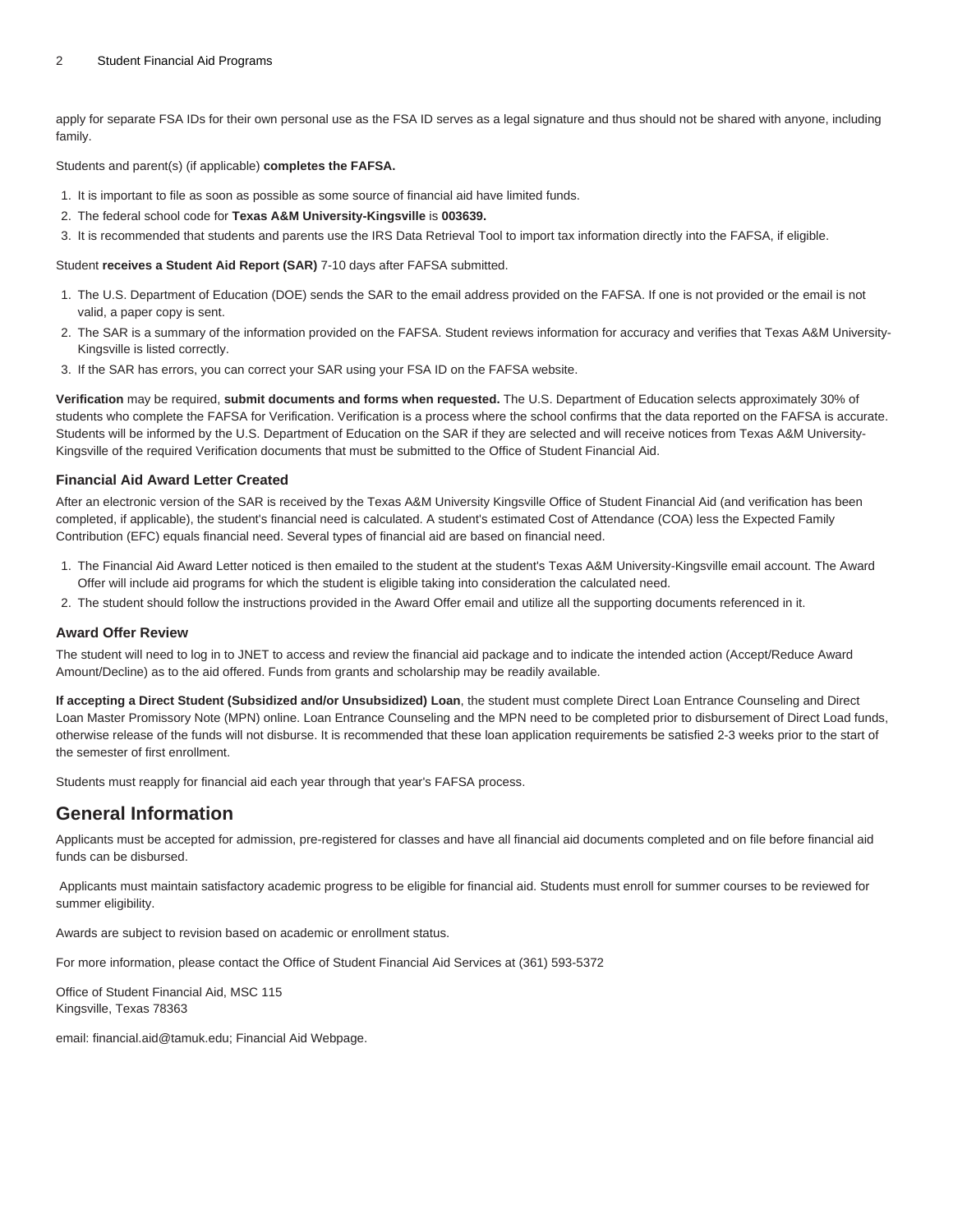apply for separate FSA IDs for their own personal use as the FSA ID serves as a legal signature and thus should not be shared with anyone, including family.

Students and parent(s) (if applicable) **completes the FAFSA.**

1. It is important to file as soon as possible as some source of financial aid have limited funds.
2. The federal school code for **Texas A&M University-Kingsville** is **003639.**
3. It is recommended that students and parents use the IRS Data Retrieval Tool to import tax information directly into the FAFSA, if eligible.

Student **receives a Student Aid Report (SAR)** 7-10 days after FAFSA submitted.

1. The U.S. Department of Education (DOE) sends the SAR to the email address provided on the FAFSA. If one is not provided or the email is not valid, a paper copy is sent.
2. The SAR is a summary of the information provided on the FAFSA. Student reviews information for accuracy and verifies that Texas A&M University-Kingsville is listed correctly.
3. If the SAR has errors, you can correct your SAR using your FSA ID on the FAFSA website.

**Verification** may be required, **submit documents and forms when requested.** The U.S. Department of Education selects approximately 30% of students who complete the FAFSA for Verification. Verification is a process where the school confirms that the data reported on the FAFSA is accurate. Students will be informed by the U.S. Department of Education on the SAR if they are selected and will receive notices from Texas A&M University-Kingsville of the required Verification documents that must be submitted to the Office of Student Financial Aid.

### Financial Aid Award Letter Created

After an electronic version of the SAR is received by the Texas A&M University Kingsville Office of Student Financial Aid (and verification has been completed, if applicable), the student's financial need is calculated. A student's estimated Cost of Attendance (COA) less the Expected Family Contribution (EFC) equals financial need. Several types of financial aid are based on financial need.

1. The Financial Aid Award Letter noticed is then emailed to the student at the student's Texas A&M University-Kingsville email account. The Award Offer will include aid programs for which the student is eligible taking into consideration the calculated need.
2. The student should follow the instructions provided in the Award Offer email and utilize all the supporting documents referenced in it.

### Award Offer Review

The student will need to log in to JNET to access and review the financial aid package and to indicate the intended action (Accept/Reduce Award Amount/Decline) as to the aid offered. Funds from grants and scholarship may be readily available.

**If accepting a Direct Student (Subsidized and/or Unsubsidized) Loan**, the student must complete Direct Loan Entrance Counseling and Direct Loan Master Promissory Note (MPN) online. Loan Entrance Counseling and the MPN need to be completed prior to disbursement of Direct Load funds, otherwise release of the funds will not disburse. It is recommended that these loan application requirements be satisfied 2-3 weeks prior to the start of the semester of first enrollment.

Students must reapply for financial aid each year through that year's FAFSA process.

## General Information

Applicants must be accepted for admission, pre-registered for classes and have all financial aid documents completed and on file before financial aid funds can be disbursed.

Applicants must maintain satisfactory academic progress to be eligible for financial aid. Students must enroll for summer courses to be reviewed for summer eligibility.

Awards are subject to revision based on academic or enrollment status.

For more information, please contact the Office of Student Financial Aid Services at (361) 593-5372

Office of Student Financial Aid, MSC 115
Kingsville, Texas 78363

email: financial.aid@tamuk.edu; Financial Aid Webpage.